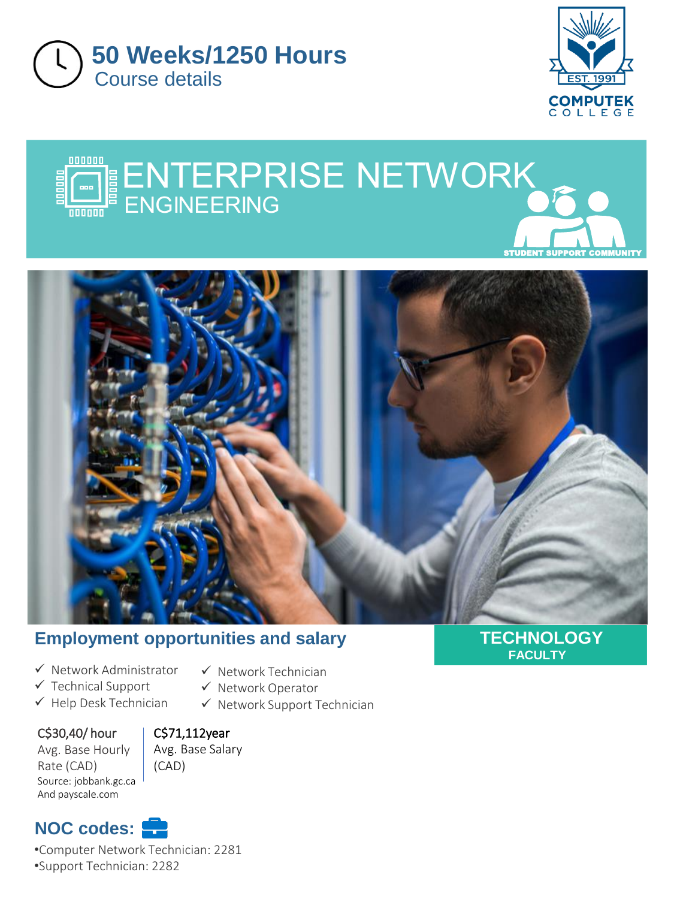# 50 Weeks/1250 Hours

Course details

COMPUTEK COLLEGE

EST. 1991

# ENTERPRISE NETWORK ENGINEERING

STUDENT SUPPORT COMMUNITY

## Employment opportunities and salary

**TECHNOLOGY**
**FACULTY**

- ✓ Network Administrator
- ✓ Technical Support
- ✓ Help Desk Technician
- ✓ Network Technician
- ✓ Network Operator
- ✓ Network Support Technician

C$30,40/ hour
Avg. Base Hourly Rate (CAD)
Source: jobbank.gc.ca And payscale.com

C$71,112year
Avg. Base Salary (CAD)

## NOC codes:

- •Computer Network Technician: 2281
- •Support Technician: 2282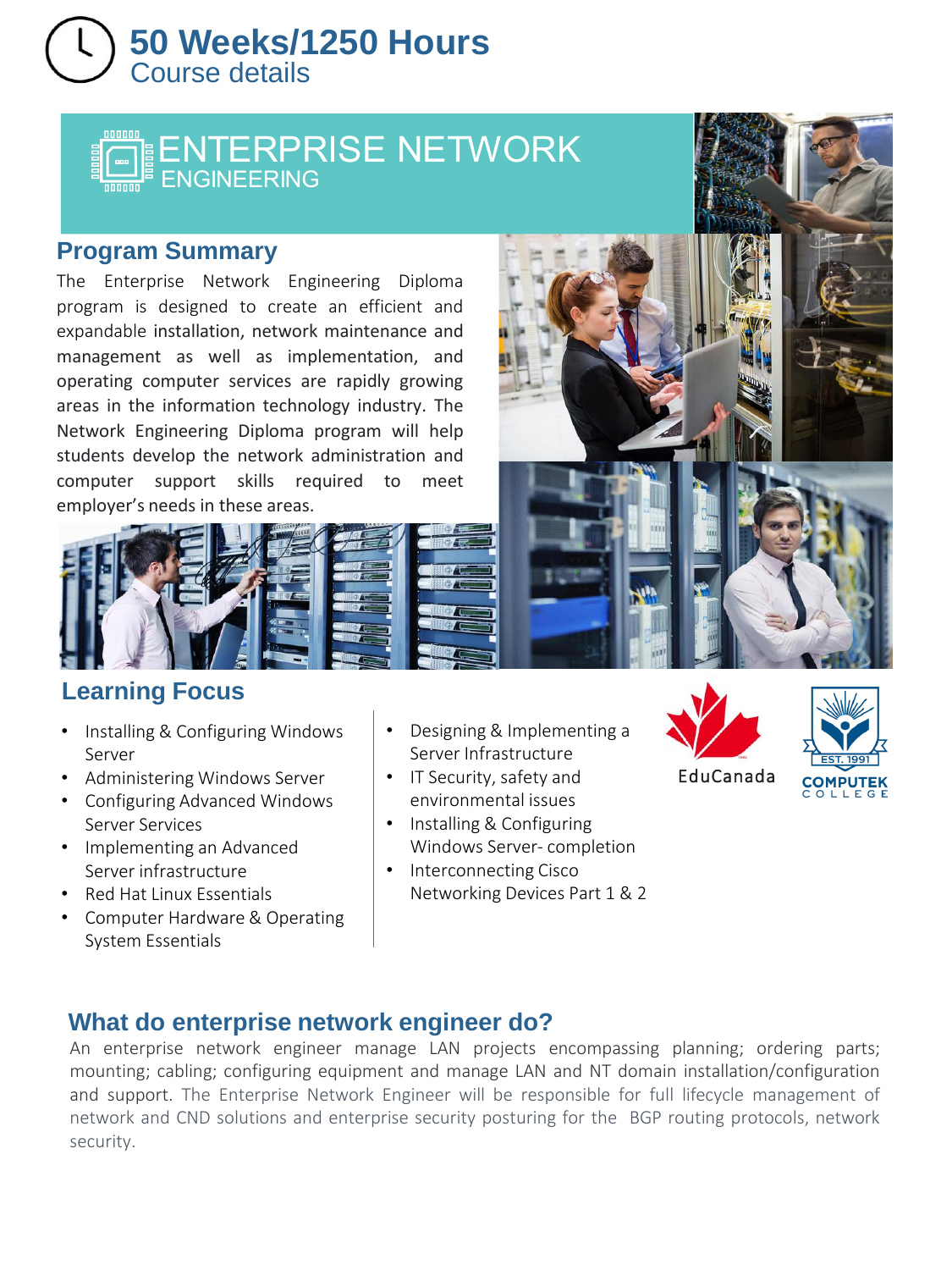# 50 Weeks/1250 Hours

Course details

# ENTERPRISE NETWORK ENGINEERING

## Program Summary

The Enterprise Network Engineering Diploma program is designed to create an efficient and expandable installation, network maintenance and management as well as implementation, and operating computer services are rapidly growing areas in the information technology industry. The Network Engineering Diploma program will help students develop the network administration and computer support skills required to meet employer's needs in these areas.

## Learning Focus

- Installing & Configuring Windows Server
- Administering Windows Server
- Configuring Advanced Windows Server Services
- Implementing an Advanced Server infrastructure
- Red Hat Linux Essentials
- Computer Hardware & Operating System Essentials
- Designing & Implementing a Server Infrastructure
- IT Security, safety and environmental issues
- Installing & Configuring Windows Server- completion
- Interconnecting Cisco Networking Devices Part 1 & 2

EduCanada

EST. 1991 COMPUTEK COLLEGE

## What do enterprise network engineer do?

An enterprise network engineer manage LAN projects encompassing planning; ordering parts; mounting; cabling; configuring equipment and manage LAN and NT domain installation/configuration and support. The Enterprise Network Engineer will be responsible for full lifecycle management of network and CND solutions and enterprise security posturing for the BGP routing protocols, network security.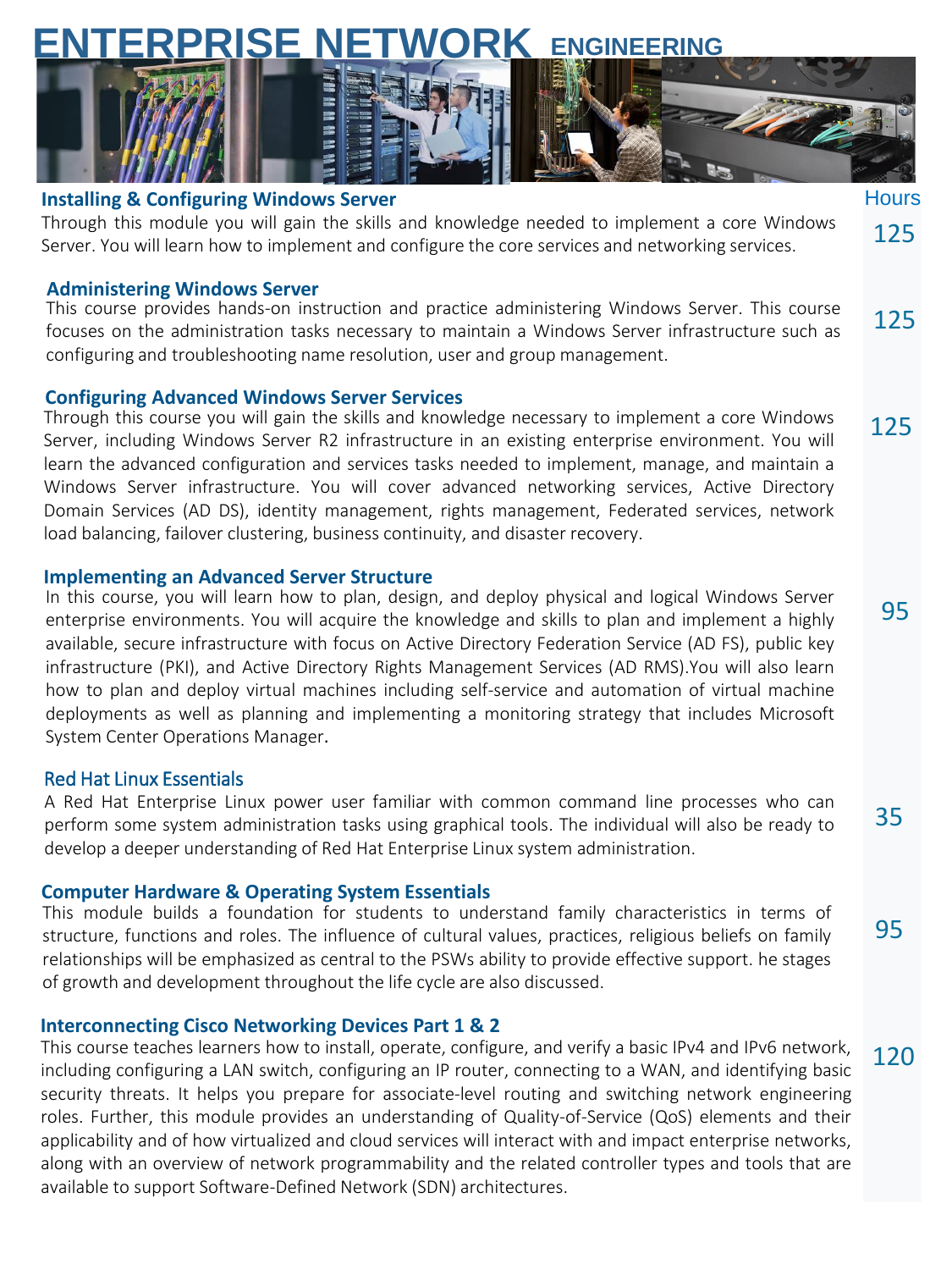# ENTERPRISE NETWORK ENGINEERING

| Module | Hours |
|---|---|
| **Installing & Configuring Windows Server**<br>Through this module you will gain the skills and knowledge needed to implement a core Windows Server. You will learn how to implement and configure the core services and networking services. | 125 |
| **Administering Windows Server**<br>This course provides hands-on instruction and practice administering Windows Server. This course focuses on the administration tasks necessary to maintain a Windows Server infrastructure such as configuring and troubleshooting name resolution, user and group management. | 125 |
| **Configuring Advanced Windows Server Services**<br>Through this course you will gain the skills and knowledge necessary to implement a core Windows Server, including Windows Server R2 infrastructure in an existing enterprise environment. You will learn the advanced configuration and services tasks needed to implement, manage, and maintain a Windows Server infrastructure. You will cover advanced networking services, Active Directory Domain Services (AD DS), identity management, rights management, Federated services, network load balancing, failover clustering, business continuity, and disaster recovery. | 125 |
| **Implementing an Advanced Server Structure**<br>In this course, you will learn how to plan, design, and deploy physical and logical Windows Server enterprise environments. You will acquire the knowledge and skills to plan and implement a highly available, secure infrastructure with focus on Active Directory Federation Service (AD FS), public key infrastructure (PKI), and Active Directory Rights Management Services (AD RMS).You will also learn how to plan and deploy virtual machines including self-service and automation of virtual machine deployments as well as planning and implementing a monitoring strategy that includes Microsoft System Center Operations Manager. | 95 |
| **Red Hat Linux Essentials**<br>A Red Hat Enterprise Linux power user familiar with common command line processes who can perform some system administration tasks using graphical tools. The individual will also be ready to develop a deeper understanding of Red Hat Enterprise Linux system administration. | 35 |
| **Computer Hardware & Operating System Essentials**<br>This module builds a foundation for students to understand family characteristics in terms of structure, functions and roles. The influence of cultural values, practices, religious beliefs on family relationships will be emphasized as central to the PSWs ability to provide effective support. he stages of growth and development throughout the life cycle are also discussed. | 95 |
| **Interconnecting Cisco Networking Devices Part 1 & 2**<br>This course teaches learners how to install, operate, configure, and verify a basic IPv4 and IPv6 network, including configuring a LAN switch, configuring an IP router, connecting to a WAN, and identifying basic security threats. It helps you prepare for associate-level routing and switching network engineering roles. Further, this module provides an understanding of Quality-of-Service (QoS) elements and their applicability and of how virtualized and cloud services will interact with and impact enterprise networks, along with an overview of network programmability and the related controller types and tools that are available to support Software-Defined Network (SDN) architectures. | 120 |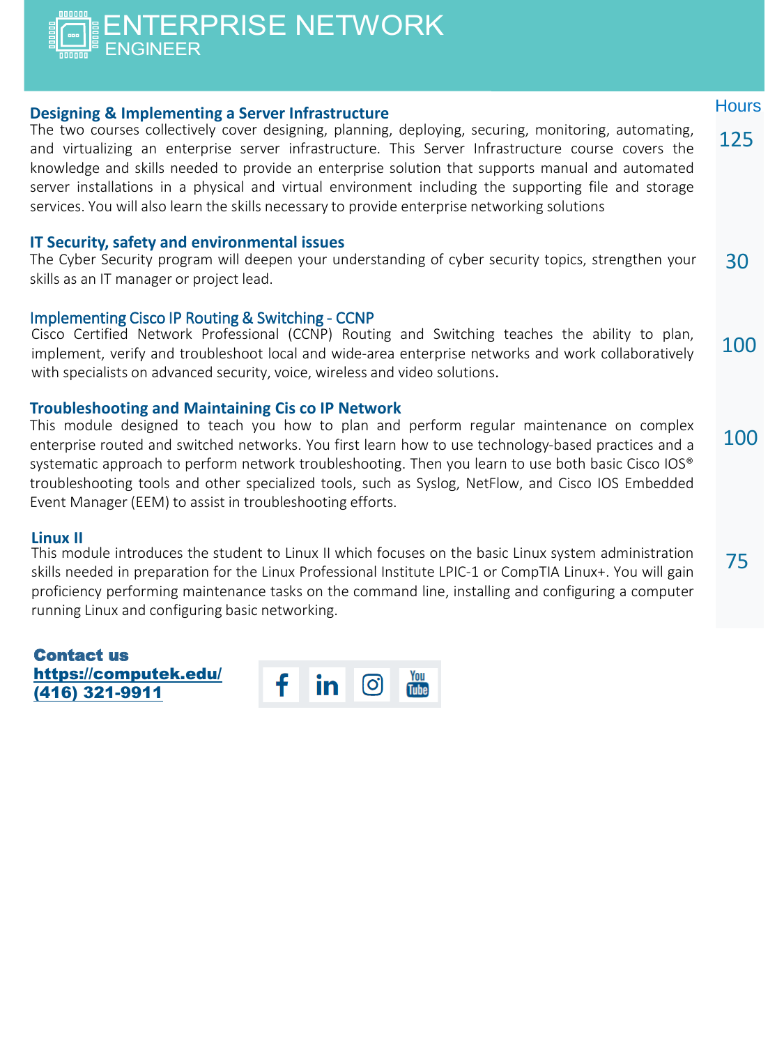# ENTERPRISE NETWORK
## ENGINEER

| Course | Hours |
|---|---|
| **Designing & Implementing a Server Infrastructure**<br>The two courses collectively cover designing, planning, deploying, securing, monitoring, automating, and virtualizing an enterprise server infrastructure. This Server Infrastructure course covers the knowledge and skills needed to provide an enterprise solution that supports manual and automated server installations in a physical and virtual environment including the supporting file and storage services. You will also learn the skills necessary to provide enterprise networking solutions | 125 |
| **IT Security, safety and environmental issues**<br>The Cyber Security program will deepen your understanding of cyber security topics, strengthen your skills as an IT manager or project lead. | 30 |
| **Implementing Cisco IP Routing & Switching - CCNP**<br>Cisco Certified Network Professional (CCNP) Routing and Switching teaches the ability to plan, implement, verify and troubleshoot local and wide-area enterprise networks and work collaboratively with specialists on advanced security, voice, wireless and video solutions. | 100 |
| **Troubleshooting and Maintaining Cis co IP Network**<br>This module designed to teach you how to plan and perform regular maintenance on complex enterprise routed and switched networks. You first learn how to use technology-based practices and a systematic approach to perform network troubleshooting. Then you learn to use both basic Cisco IOS® troubleshooting tools and other specialized tools, such as Syslog, NetFlow, and Cisco IOS Embedded Event Manager (EEM) to assist in troubleshooting efforts. | 100 |
| **Linux II**<br>This module introduces the student to Linux II which focuses on the basic Linux system administration skills needed in preparation for the Linux Professional Institute LPIC-1 or CompTIA Linux+. You will gain proficiency performing maintenance tasks on the command line, installing and configuring a computer running Linux and configuring basic networking. | 75 |

**Contact us**
**https://computek.edu/**
**(416) 321-9911**